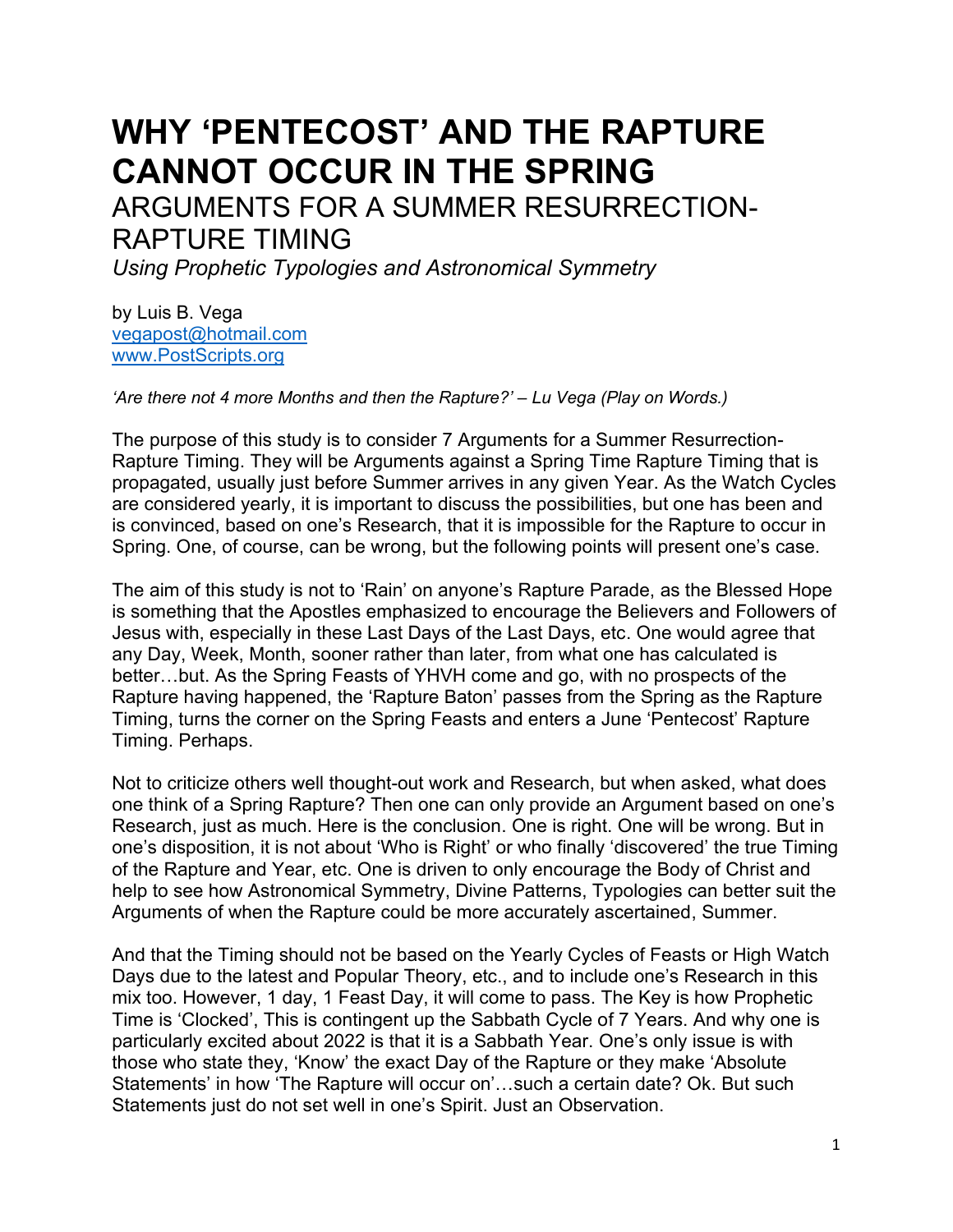# WHY 'PENTECOST' AND THE RAPTURE CANNOT OCCUR IN THE SPRING

## ARGUMENTS FOR A SUMMER RESURRECTION-RAPTURE TIMING

*Using Prophetic Typologies and Astronomical Symmetry*

by Luis B. Vega
vegapost@hotmail.com
www.PostScripts.org

*'Are there not 4 more Months and then the Rapture?' – Lu Vega (Play on Words.)*

The purpose of this study is to consider 7 Arguments for a Summer Resurrection-Rapture Timing. They will be Arguments against a Spring Time Rapture Timing that is propagated, usually just before Summer arrives in any given Year. As the Watch Cycles are considered yearly, it is important to discuss the possibilities, but one has been and is convinced, based on one's Research, that it is impossible for the Rapture to occur in Spring. One, of course, can be wrong, but the following points will present one's case.

The aim of this study is not to 'Rain' on anyone's Rapture Parade, as the Blessed Hope is something that the Apostles emphasized to encourage the Believers and Followers of Jesus with, especially in these Last Days of the Last Days, etc. One would agree that any Day, Week, Month, sooner rather than later, from what one has calculated is better…but. As the Spring Feasts of YHVH come and go, with no prospects of the Rapture having happened, the 'Rapture Baton' passes from the Spring as the Rapture Timing, turns the corner on the Spring Feasts and enters a June 'Pentecost' Rapture Timing. Perhaps.

Not to criticize others well thought-out work and Research, but when asked, what does one think of a Spring Rapture? Then one can only provide an Argument based on one's Research, just as much. Here is the conclusion. One is right. One will be wrong. But in one's disposition, it is not about 'Who is Right' or who finally 'discovered' the true Timing of the Rapture and Year, etc. One is driven to only encourage the Body of Christ and help to see how Astronomical Symmetry, Divine Patterns, Typologies can better suit the Arguments of when the Rapture could be more accurately ascertained, Summer.

And that the Timing should not be based on the Yearly Cycles of Feasts or High Watch Days due to the latest and Popular Theory, etc., and to include one's Research in this mix too. However, 1 day, 1 Feast Day, it will come to pass. The Key is how Prophetic Time is 'Clocked', This is contingent up the Sabbath Cycle of 7 Years. And why one is particularly excited about 2022 is that it is a Sabbath Year. One's only issue is with those who state they, 'Know' the exact Day of the Rapture or they make 'Absolute Statements' in how 'The Rapture will occur on'…such a certain date? Ok. But such Statements just do not set well in one's Spirit. Just an Observation.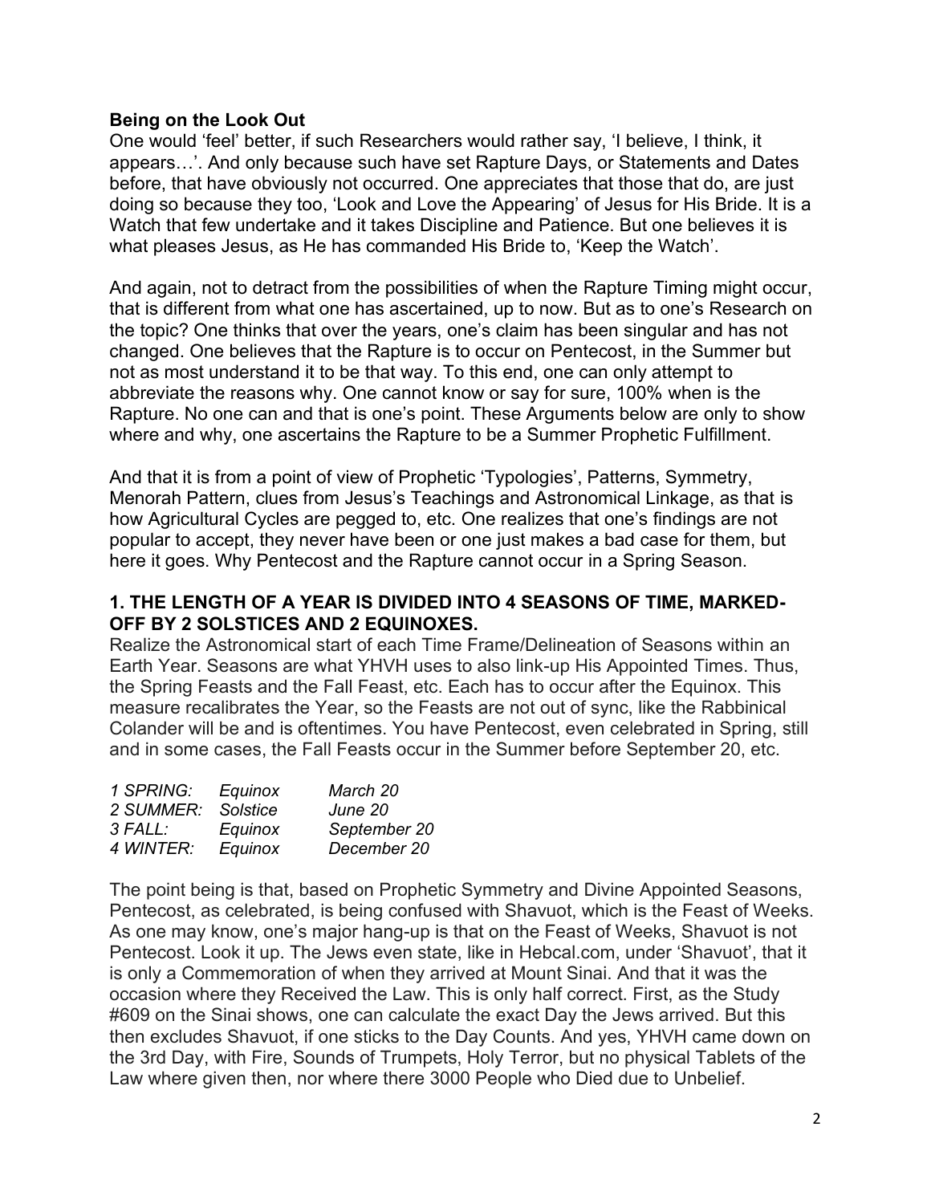**Being on the Look Out**

One would 'feel' better, if such Researchers would rather say, 'I believe, I think, it appears…'. And only because such have set Rapture Days, or Statements and Dates before, that have obviously not occurred. One appreciates that those that do, are just doing so because they too, 'Look and Love the Appearing' of Jesus for His Bride. It is a Watch that few undertake and it takes Discipline and Patience. But one believes it is what pleases Jesus, as He has commanded His Bride to, 'Keep the Watch'.

And again, not to detract from the possibilities of when the Rapture Timing might occur, that is different from what one has ascertained, up to now. But as to one's Research on the topic? One thinks that over the years, one's claim has been singular and has not changed. One believes that the Rapture is to occur on Pentecost, in the Summer but not as most understand it to be that way. To this end, one can only attempt to abbreviate the reasons why. One cannot know or say for sure, 100% when is the Rapture. No one can and that is one's point. These Arguments below are only to show where and why, one ascertains the Rapture to be a Summer Prophetic Fulfillment.

And that it is from a point of view of Prophetic 'Typologies', Patterns, Symmetry, Menorah Pattern, clues from Jesus's Teachings and Astronomical Linkage, as that is how Agricultural Cycles are pegged to, etc. One realizes that one's findings are not popular to accept, they never have been or one just makes a bad case for them, but here it goes. Why Pentecost and the Rapture cannot occur in a Spring Season.

**1. THE LENGTH OF A YEAR IS DIVIDED INTO 4 SEASONS OF TIME, MARKED-OFF BY 2 SOLSTICES AND 2 EQUINOXES.**

Realize the Astronomical start of each Time Frame/Delineation of Seasons within an Earth Year. Seasons are what YHVH uses to also link-up His Appointed Times. Thus, the Spring Feasts and the Fall Feast, etc. Each has to occur after the Equinox. This measure recalibrates the Year, so the Feasts are not out of sync, like the Rabbinical Colander will be and is oftentimes. You have Pentecost, even celebrated in Spring, still and in some cases, the Fall Feasts occur in the Summer before September 20, etc.

| | | |
|---|---|---|
| *1 SPRING:* | *Equinox* | *March 20* |
| *2 SUMMER:* | *Solstice* | *June 20* |
| *3 FALL:* | *Equinox* | *September 20* |
| *4 WINTER:* | *Equinox* | *December 20* |

The point being is that, based on Prophetic Symmetry and Divine Appointed Seasons, Pentecost, as celebrated, is being confused with Shavuot, which is the Feast of Weeks. As one may know, one's major hang-up is that on the Feast of Weeks, Shavuot is not Pentecost. Look it up. The Jews even state, like in Hebcal.com, under 'Shavuot', that it is only a Commemoration of when they arrived at Mount Sinai. And that it was the occasion where they Received the Law. This is only half correct. First, as the Study #609 on the Sinai shows, one can calculate the exact Day the Jews arrived. But this then excludes Shavuot, if one sticks to the Day Counts. And yes, YHVH came down on the 3rd Day, with Fire, Sounds of Trumpets, Holy Terror, but no physical Tablets of the Law where given then, nor where there 3000 People who Died due to Unbelief.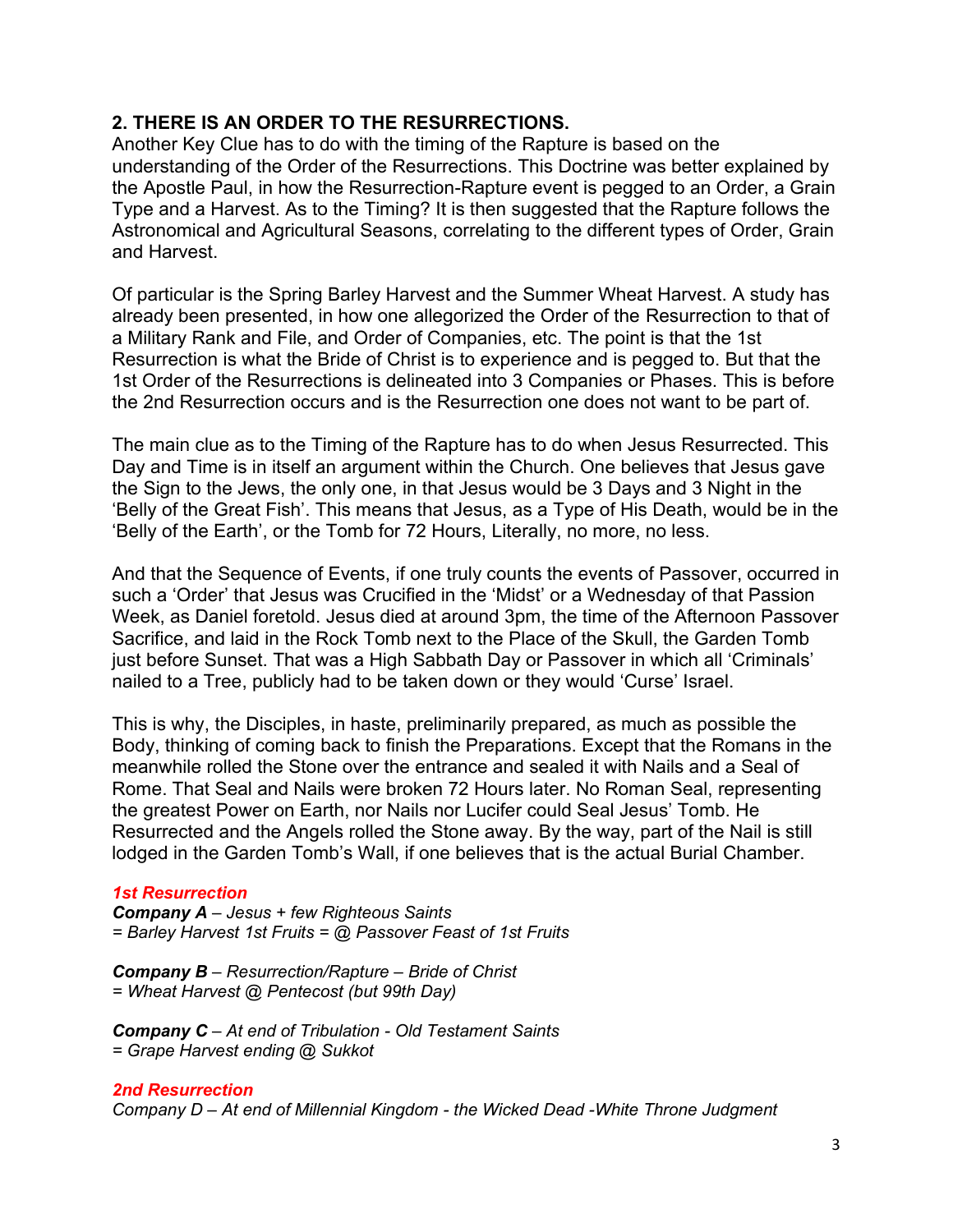## 2. THERE IS AN ORDER TO THE RESURRECTIONS.

Another Key Clue has to do with the timing of the Rapture is based on the understanding of the Order of the Resurrections. This Doctrine was better explained by the Apostle Paul, in how the Resurrection-Rapture event is pegged to an Order, a Grain Type and a Harvest. As to the Timing? It is then suggested that the Rapture follows the Astronomical and Agricultural Seasons, correlating to the different types of Order, Grain and Harvest.

Of particular is the Spring Barley Harvest and the Summer Wheat Harvest. A study has already been presented, in how one allegorized the Order of the Resurrection to that of a Military Rank and File, and Order of Companies, etc. The point is that the 1st Resurrection is what the Bride of Christ is to experience and is pegged to. But that the 1st Order of the Resurrections is delineated into 3 Companies or Phases. This is before the 2nd Resurrection occurs and is the Resurrection one does not want to be part of.

The main clue as to the Timing of the Rapture has to do when Jesus Resurrected. This Day and Time is in itself an argument within the Church. One believes that Jesus gave the Sign to the Jews, the only one, in that Jesus would be 3 Days and 3 Night in the 'Belly of the Great Fish'. This means that Jesus, as a Type of His Death, would be in the 'Belly of the Earth', or the Tomb for 72 Hours, Literally, no more, no less.

And that the Sequence of Events, if one truly counts the events of Passover, occurred in such a 'Order' that Jesus was Crucified in the 'Midst' or a Wednesday of that Passion Week, as Daniel foretold. Jesus died at around 3pm, the time of the Afternoon Passover Sacrifice, and laid in the Rock Tomb next to the Place of the Skull, the Garden Tomb just before Sunset. That was a High Sabbath Day or Passover in which all 'Criminals' nailed to a Tree, publicly had to be taken down or they would 'Curse' Israel.

This is why, the Disciples, in haste, preliminarily prepared, as much as possible the Body, thinking of coming back to finish the Preparations. Except that the Romans in the meanwhile rolled the Stone over the entrance and sealed it with Nails and a Seal of Rome. That Seal and Nails were broken 72 Hours later. No Roman Seal, representing the greatest Power on Earth, nor Nails nor Lucifer could Seal Jesus' Tomb. He Resurrected and the Angels rolled the Stone away. By the way, part of the Nail is still lodged in the Garden Tomb's Wall, if one believes that is the actual Burial Chamber.

***1st Resurrection***

***Company A*** *– Jesus + few Righteous Saints*
*= Barley Harvest 1st Fruits = @ Passover Feast of 1st Fruits*

***Company B*** *– Resurrection/Rapture – Bride of Christ*
*= Wheat Harvest @ Pentecost (but 99th Day)*

***Company C*** *– At end of Tribulation - Old Testament Saints*
*= Grape Harvest ending @ Sukkot*

***2nd Resurrection***

*Company D – At end of Millennial Kingdom - the Wicked Dead -White Throne Judgment*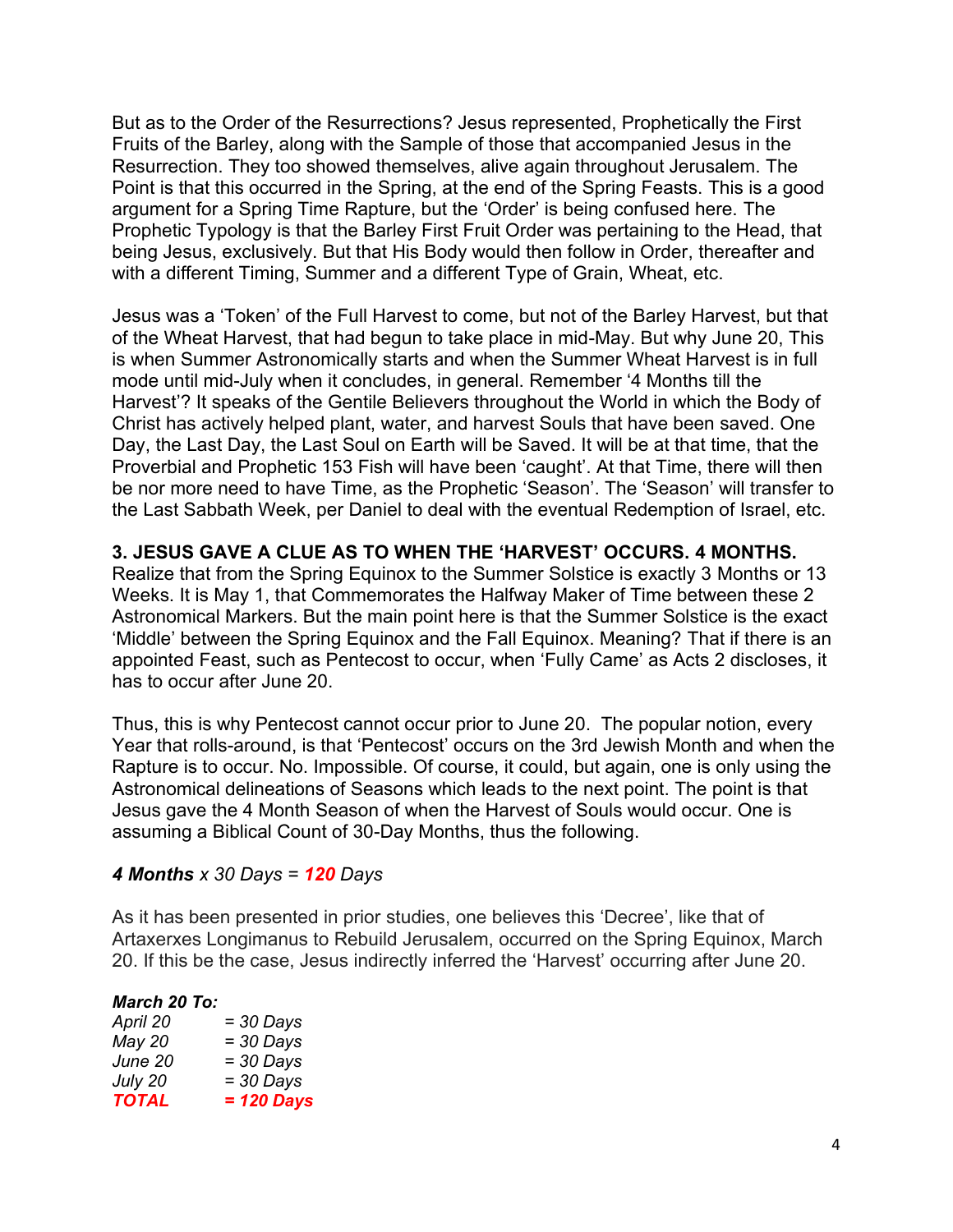But as to the Order of the Resurrections? Jesus represented, Prophetically the First Fruits of the Barley, along with the Sample of those that accompanied Jesus in the Resurrection. They too showed themselves, alive again throughout Jerusalem. The Point is that this occurred in the Spring, at the end of the Spring Feasts. This is a good argument for a Spring Time Rapture, but the 'Order' is being confused here. The Prophetic Typology is that the Barley First Fruit Order was pertaining to the Head, that being Jesus, exclusively. But that His Body would then follow in Order, thereafter and with a different Timing, Summer and a different Type of Grain, Wheat, etc.

Jesus was a 'Token' of the Full Harvest to come, but not of the Barley Harvest, but that of the Wheat Harvest, that had begun to take place in mid-May. But why June 20, This is when Summer Astronomically starts and when the Summer Wheat Harvest is in full mode until mid-July when it concludes, in general. Remember '4 Months till the Harvest'? It speaks of the Gentile Believers throughout the World in which the Body of Christ has actively helped plant, water, and harvest Souls that have been saved. One Day, the Last Day, the Last Soul on Earth will be Saved. It will be at that time, that the Proverbial and Prophetic 153 Fish will have been 'caught'. At that Time, there will then be nor more need to have Time, as the Prophetic 'Season'. The 'Season' will transfer to the Last Sabbath Week, per Daniel to deal with the eventual Redemption of Israel, etc.

**3. JESUS GAVE A CLUE AS TO WHEN THE 'HARVEST' OCCURS. 4 MONTHS.**
Realize that from the Spring Equinox to the Summer Solstice is exactly 3 Months or 13 Weeks. It is May 1, that Commemorates the Halfway Maker of Time between these 2 Astronomical Markers. But the main point here is that the Summer Solstice is the exact 'Middle' between the Spring Equinox and the Fall Equinox. Meaning? That if there is an appointed Feast, such as Pentecost to occur, when 'Fully Came' as Acts 2 discloses, it has to occur after June 20.

Thus, this is why Pentecost cannot occur prior to June 20. The popular notion, every Year that rolls-around, is that 'Pentecost' occurs on the 3rd Jewish Month and when the Rapture is to occur. No. Impossible. Of course, it could, but again, one is only using the Astronomical delineations of Seasons which leads to the next point. The point is that Jesus gave the 4 Month Season of when the Harvest of Souls would occur. One is assuming a Biblical Count of 30-Day Months, thus the following.

***4 Months** x 30 Days = **120** Days*

As it has been presented in prior studies, one believes this 'Decree', like that of Artaxerxes Longimanus to Rebuild Jerusalem, occurred on the Spring Equinox, March 20. If this be the case, Jesus indirectly inferred the 'Harvest' occurring after June 20.

***March 20 To:***

| | |
|---|---|
| *April 20* | *= 30 Days* |
| *May 20* | *= 30 Days* |
| *June 20* | *= 30 Days* |
| *July 20* | *= 30 Days* |
| ***TOTAL*** | ***= 120 Days*** |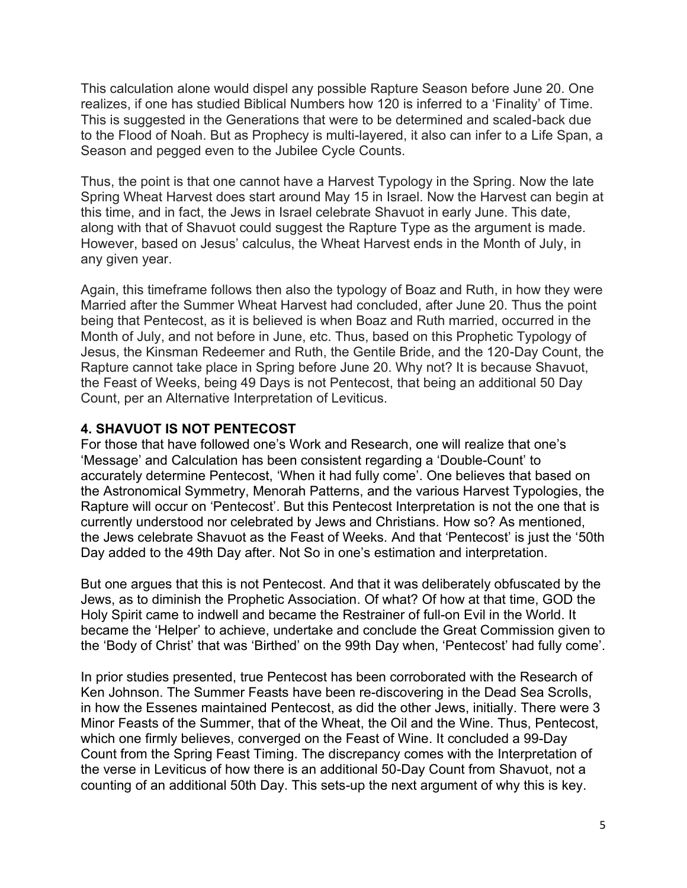This calculation alone would dispel any possible Rapture Season before June 20. One realizes, if one has studied Biblical Numbers how 120 is inferred to a 'Finality' of Time. This is suggested in the Generations that were to be determined and scaled-back due to the Flood of Noah. But as Prophecy is multi-layered, it also can infer to a Life Span, a Season and pegged even to the Jubilee Cycle Counts.

Thus, the point is that one cannot have a Harvest Typology in the Spring. Now the late Spring Wheat Harvest does start around May 15 in Israel. Now the Harvest can begin at this time, and in fact, the Jews in Israel celebrate Shavuot in early June. This date, along with that of Shavuot could suggest the Rapture Type as the argument is made. However, based on Jesus' calculus, the Wheat Harvest ends in the Month of July, in any given year.

Again, this timeframe follows then also the typology of Boaz and Ruth, in how they were Married after the Summer Wheat Harvest had concluded, after June 20. Thus the point being that Pentecost, as it is believed is when Boaz and Ruth married, occurred in the Month of July, and not before in June, etc. Thus, based on this Prophetic Typology of Jesus, the Kinsman Redeemer and Ruth, the Gentile Bride, and the 120-Day Count, the Rapture cannot take place in Spring before June 20. Why not? It is because Shavuot, the Feast of Weeks, being 49 Days is not Pentecost, that being an additional 50 Day Count, per an Alternative Interpretation of Leviticus.

### 4. SHAVUOT IS NOT PENTECOST

For those that have followed one's Work and Research, one will realize that one's 'Message' and Calculation has been consistent regarding a 'Double-Count' to accurately determine Pentecost, 'When it had fully come'. One believes that based on the Astronomical Symmetry, Menorah Patterns, and the various Harvest Typologies, the Rapture will occur on 'Pentecost'. But this Pentecost Interpretation is not the one that is currently understood nor celebrated by Jews and Christians. How so? As mentioned, the Jews celebrate Shavuot as the Feast of Weeks. And that 'Pentecost' is just the '50th Day added to the 49th Day after. Not So in one's estimation and interpretation.

But one argues that this is not Pentecost. And that it was deliberately obfuscated by the Jews, as to diminish the Prophetic Association. Of what? Of how at that time, GOD the Holy Spirit came to indwell and became the Restrainer of full-on Evil in the World. It became the 'Helper' to achieve, undertake and conclude the Great Commission given to the 'Body of Christ' that was 'Birthed' on the 99th Day when, 'Pentecost' had fully come'.

In prior studies presented, true Pentecost has been corroborated with the Research of Ken Johnson. The Summer Feasts have been re-discovering in the Dead Sea Scrolls, in how the Essenes maintained Pentecost, as did the other Jews, initially. There were 3 Minor Feasts of the Summer, that of the Wheat, the Oil and the Wine. Thus, Pentecost, which one firmly believes, converged on the Feast of Wine. It concluded a 99-Day Count from the Spring Feast Timing. The discrepancy comes with the Interpretation of the verse in Leviticus of how there is an additional 50-Day Count from Shavuot, not a counting of an additional 50th Day. This sets-up the next argument of why this is key.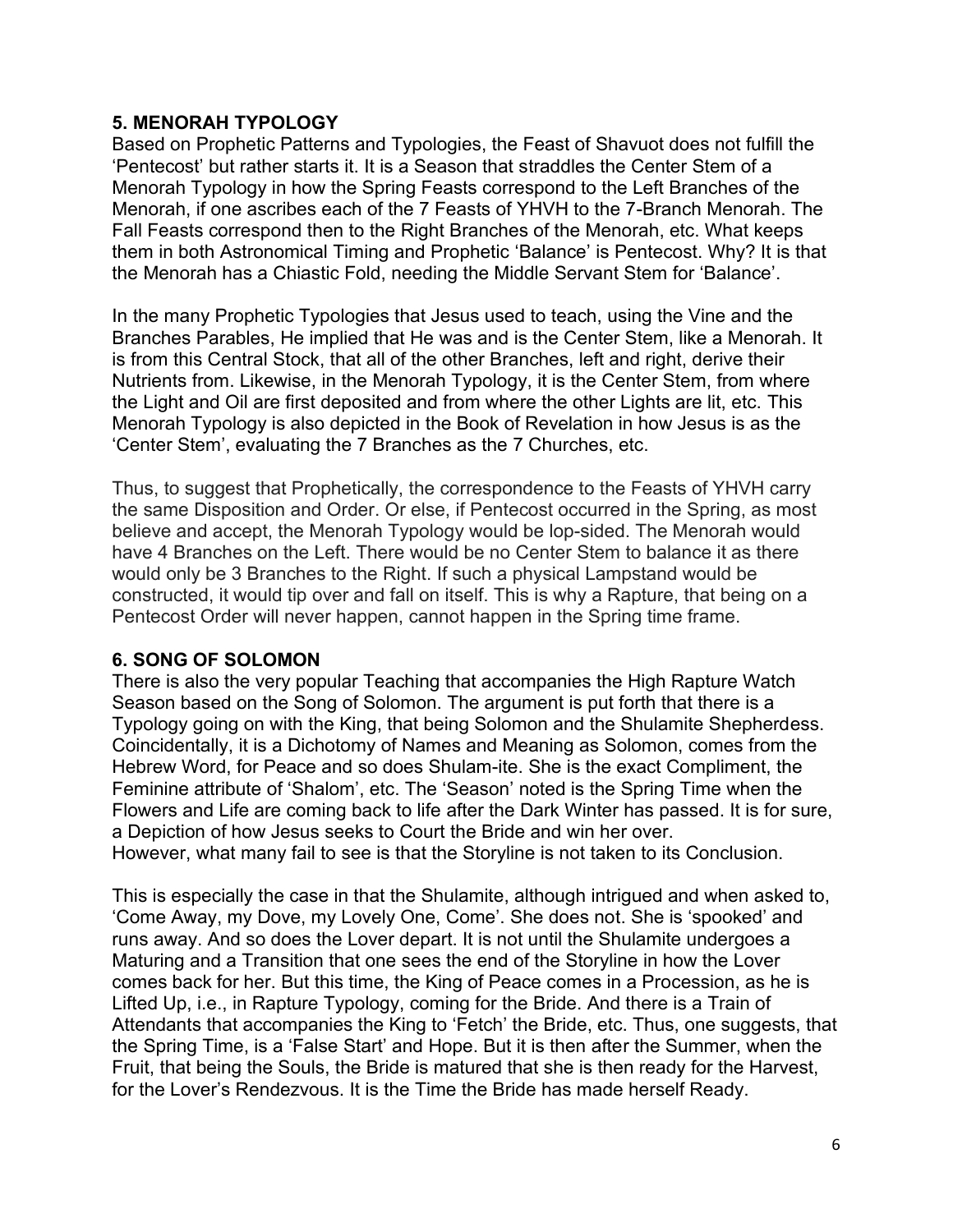### 5. MENORAH TYPOLOGY

Based on Prophetic Patterns and Typologies, the Feast of Shavuot does not fulfill the 'Pentecost' but rather starts it. It is a Season that straddles the Center Stem of a Menorah Typology in how the Spring Feasts correspond to the Left Branches of the Menorah, if one ascribes each of the 7 Feasts of YHVH to the 7-Branch Menorah. The Fall Feasts correspond then to the Right Branches of the Menorah, etc. What keeps them in both Astronomical Timing and Prophetic 'Balance' is Pentecost. Why? It is that the Menorah has a Chiastic Fold, needing the Middle Servant Stem for 'Balance'.

In the many Prophetic Typologies that Jesus used to teach, using the Vine and the Branches Parables, He implied that He was and is the Center Stem, like a Menorah. It is from this Central Stock, that all of the other Branches, left and right, derive their Nutrients from. Likewise, in the Menorah Typology, it is the Center Stem, from where the Light and Oil are first deposited and from where the other Lights are lit, etc. This Menorah Typology is also depicted in the Book of Revelation in how Jesus is as the 'Center Stem', evaluating the 7 Branches as the 7 Churches, etc.

Thus, to suggest that Prophetically, the correspondence to the Feasts of YHVH carry the same Disposition and Order. Or else, if Pentecost occurred in the Spring, as most believe and accept, the Menorah Typology would be lop-sided. The Menorah would have 4 Branches on the Left. There would be no Center Stem to balance it as there would only be 3 Branches to the Right. If such a physical Lampstand would be constructed, it would tip over and fall on itself. This is why a Rapture, that being on a Pentecost Order will never happen, cannot happen in the Spring time frame.

### 6. SONG OF SOLOMON

There is also the very popular Teaching that accompanies the High Rapture Watch Season based on the Song of Solomon. The argument is put forth that there is a Typology going on with the King, that being Solomon and the Shulamite Shepherdess. Coincidentally, it is a Dichotomy of Names and Meaning as Solomon, comes from the Hebrew Word, for Peace and so does Shulam-ite. She is the exact Compliment, the Feminine attribute of 'Shalom', etc. The 'Season' noted is the Spring Time when the Flowers and Life are coming back to life after the Dark Winter has passed. It is for sure, a Depiction of how Jesus seeks to Court the Bride and win her over.
However, what many fail to see is that the Storyline is not taken to its Conclusion.

This is especially the case in that the Shulamite, although intrigued and when asked to, 'Come Away, my Dove, my Lovely One, Come'. She does not. She is 'spooked' and runs away. And so does the Lover depart. It is not until the Shulamite undergoes a Maturing and a Transition that one sees the end of the Storyline in how the Lover comes back for her. But this time, the King of Peace comes in a Procession, as he is Lifted Up, i.e., in Rapture Typology, coming for the Bride. And there is a Train of Attendants that accompanies the King to 'Fetch' the Bride, etc. Thus, one suggests, that the Spring Time, is a 'False Start' and Hope. But it is then after the Summer, when the Fruit, that being the Souls, the Bride is matured that she is then ready for the Harvest, for the Lover's Rendezvous. It is the Time the Bride has made herself Ready.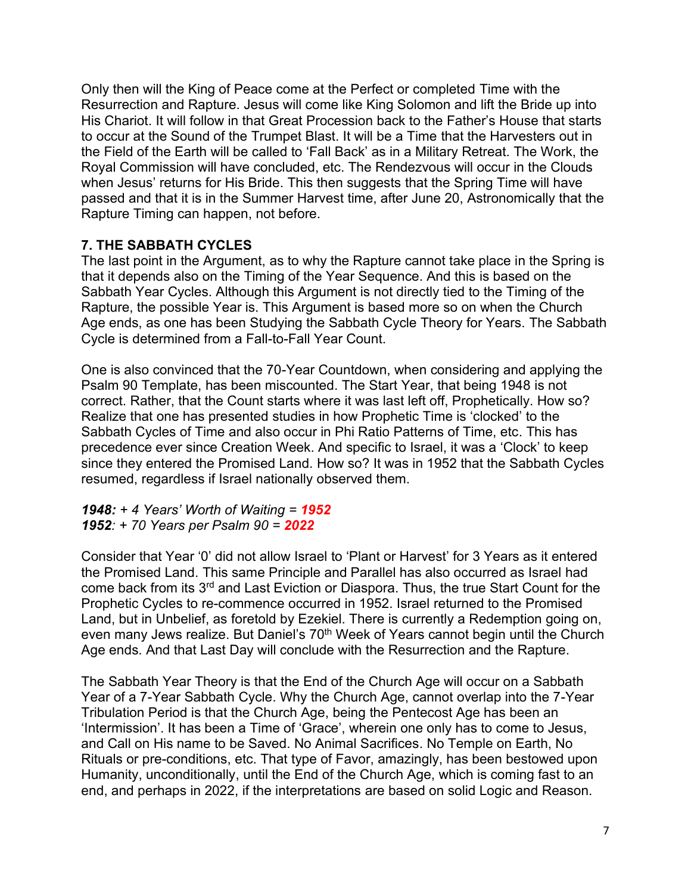Only then will the King of Peace come at the Perfect or completed Time with the Resurrection and Rapture. Jesus will come like King Solomon and lift the Bride up into His Chariot. It will follow in that Great Procession back to the Father's House that starts to occur at the Sound of the Trumpet Blast. It will be a Time that the Harvesters out in the Field of the Earth will be called to 'Fall Back' as in a Military Retreat. The Work, the Royal Commission will have concluded, etc. The Rendezvous will occur in the Clouds when Jesus' returns for His Bride. This then suggests that the Spring Time will have passed and that it is in the Summer Harvest time, after June 20, Astronomically that the Rapture Timing can happen, not before.

### 7. THE SABBATH CYCLES

The last point in the Argument, as to why the Rapture cannot take place in the Spring is that it depends also on the Timing of the Year Sequence. And this is based on the Sabbath Year Cycles. Although this Argument is not directly tied to the Timing of the Rapture, the possible Year is. This Argument is based more so on when the Church Age ends, as one has been Studying the Sabbath Cycle Theory for Years. The Sabbath Cycle is determined from a Fall-to-Fall Year Count.

One is also convinced that the 70-Year Countdown, when considering and applying the Psalm 90 Template, has been miscounted. The Start Year, that being 1948 is not correct. Rather, that the Count starts where it was last left off, Prophetically. How so? Realize that one has presented studies in how Prophetic Time is 'clocked' to the Sabbath Cycles of Time and also occur in Phi Ratio Patterns of Time, etc. This has precedence ever since Creation Week. And specific to Israel, it was a 'Clock' to keep since they entered the Promised Land. How so? It was in 1952 that the Sabbath Cycles resumed, regardless if Israel nationally observed them.

***1948:** + 4 Years' Worth of Waiting = **1952***
***1952**: + 70 Years per Psalm 90 = **2022***

Consider that Year '0' did not allow Israel to 'Plant or Harvest' for 3 Years as it entered the Promised Land. This same Principle and Parallel has also occurred as Israel had come back from its 3rd and Last Eviction or Diaspora. Thus, the true Start Count for the Prophetic Cycles to re-commence occurred in 1952. Israel returned to the Promised Land, but in Unbelief, as foretold by Ezekiel. There is currently a Redemption going on, even many Jews realize. But Daniel's 70th Week of Years cannot begin until the Church Age ends. And that Last Day will conclude with the Resurrection and the Rapture.

The Sabbath Year Theory is that the End of the Church Age will occur on a Sabbath Year of a 7-Year Sabbath Cycle. Why the Church Age, cannot overlap into the 7-Year Tribulation Period is that the Church Age, being the Pentecost Age has been an 'Intermission'. It has been a Time of 'Grace', wherein one only has to come to Jesus, and Call on His name to be Saved. No Animal Sacrifices. No Temple on Earth, No Rituals or pre-conditions, etc. That type of Favor, amazingly, has been bestowed upon Humanity, unconditionally, until the End of the Church Age, which is coming fast to an end, and perhaps in 2022, if the interpretations are based on solid Logic and Reason.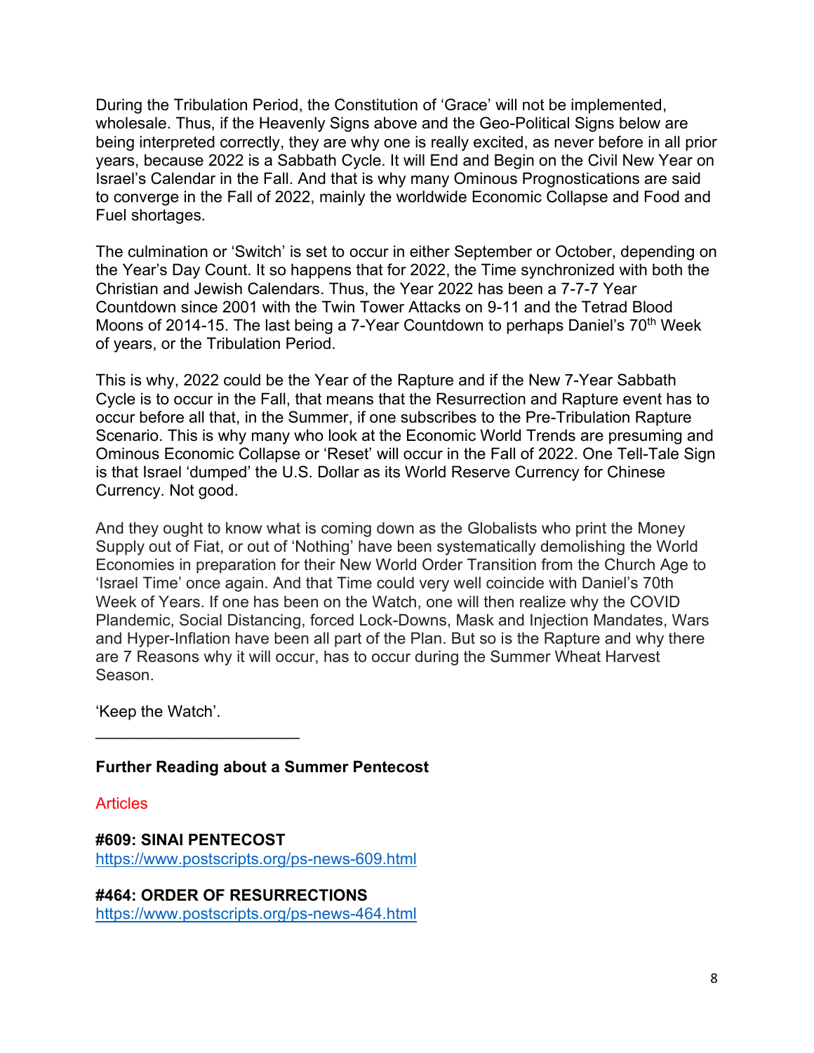During the Tribulation Period, the Constitution of 'Grace' will not be implemented, wholesale. Thus, if the Heavenly Signs above and the Geo-Political Signs below are being interpreted correctly, they are why one is really excited, as never before in all prior years, because 2022 is a Sabbath Cycle. It will End and Begin on the Civil New Year on Israel's Calendar in the Fall. And that is why many Ominous Prognostications are said to converge in the Fall of 2022, mainly the worldwide Economic Collapse and Food and Fuel shortages.

The culmination or 'Switch' is set to occur in either September or October, depending on the Year's Day Count. It so happens that for 2022, the Time synchronized with both the Christian and Jewish Calendars. Thus, the Year 2022 has been a 7-7-7 Year Countdown since 2001 with the Twin Tower Attacks on 9-11 and the Tetrad Blood Moons of 2014-15. The last being a 7-Year Countdown to perhaps Daniel's 70th Week of years, or the Tribulation Period.

This is why, 2022 could be the Year of the Rapture and if the New 7-Year Sabbath Cycle is to occur in the Fall, that means that the Resurrection and Rapture event has to occur before all that, in the Summer, if one subscribes to the Pre-Tribulation Rapture Scenario. This is why many who look at the Economic World Trends are presuming and Ominous Economic Collapse or 'Reset' will occur in the Fall of 2022. One Tell-Tale Sign is that Israel 'dumped' the U.S. Dollar as its World Reserve Currency for Chinese Currency. Not good.

And they ought to know what is coming down as the Globalists who print the Money Supply out of Fiat, or out of 'Nothing' have been systematically demolishing the World Economies in preparation for their New World Order Transition from the Church Age to 'Israel Time' once again. And that Time could very well coincide with Daniel's 70th Week of Years. If one has been on the Watch, one will then realize why the COVID Plandemic, Social Distancing, forced Lock-Downs, Mask and Injection Mandates, Wars and Hyper-Inflation have been all part of the Plan. But so is the Rapture and why there are 7 Reasons why it will occur, has to occur during the Summer Wheat Harvest Season.

'Keep the Watch'.

________________________

**Further Reading about a Summer Pentecost**

Articles

**#609: SINAI PENTECOST**
https://www.postscripts.org/ps-news-609.html

**#464: ORDER OF RESURRECTIONS**
https://www.postscripts.org/ps-news-464.html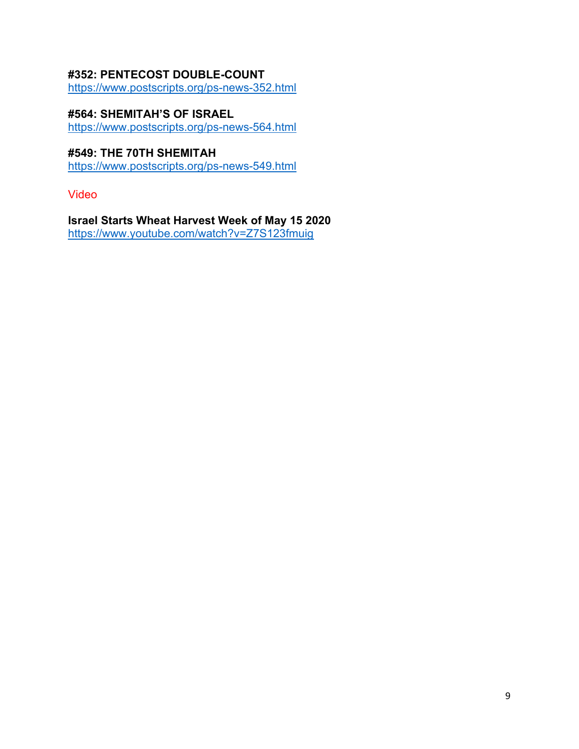**#352: PENTECOST DOUBLE-COUNT**
https://www.postscripts.org/ps-news-352.html

**#564: SHEMITAH'S OF ISRAEL**
https://www.postscripts.org/ps-news-564.html

**#549: THE 70TH SHEMITAH**
https://www.postscripts.org/ps-news-549.html

Video

**Israel Starts Wheat Harvest Week of May 15 2020**
https://www.youtube.com/watch?v=Z7S123fmuig